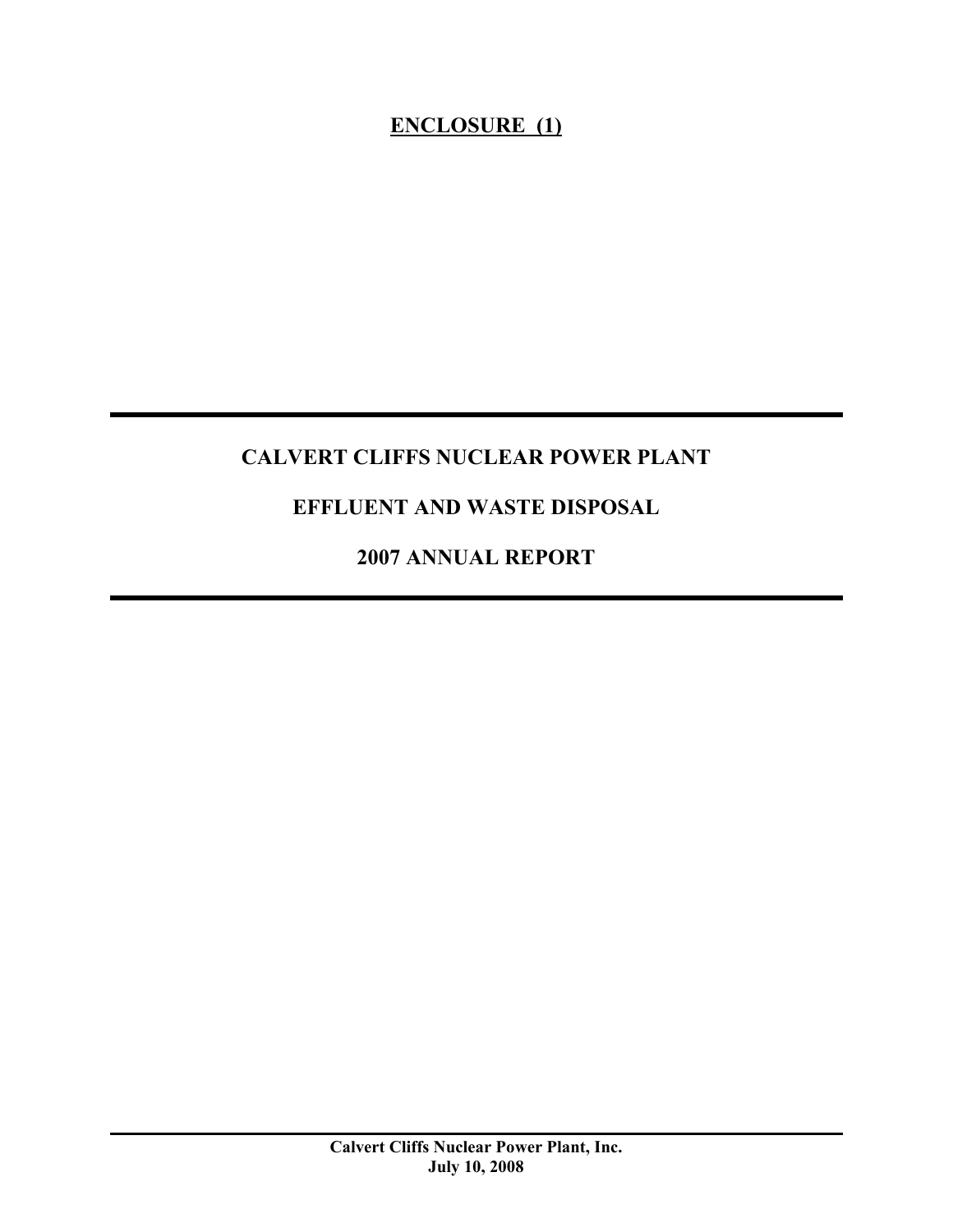**ENCLOSURE (1)**

# CALVERT CLIFFS NUCLEAR POWER PLANT

# EFFLUENT AND WASTE DISPOSAL

# 2007 ANNUAL REPORT

**Calvert Cliffs Nuclear Power Plant, Inc.**
**July 10, 2008**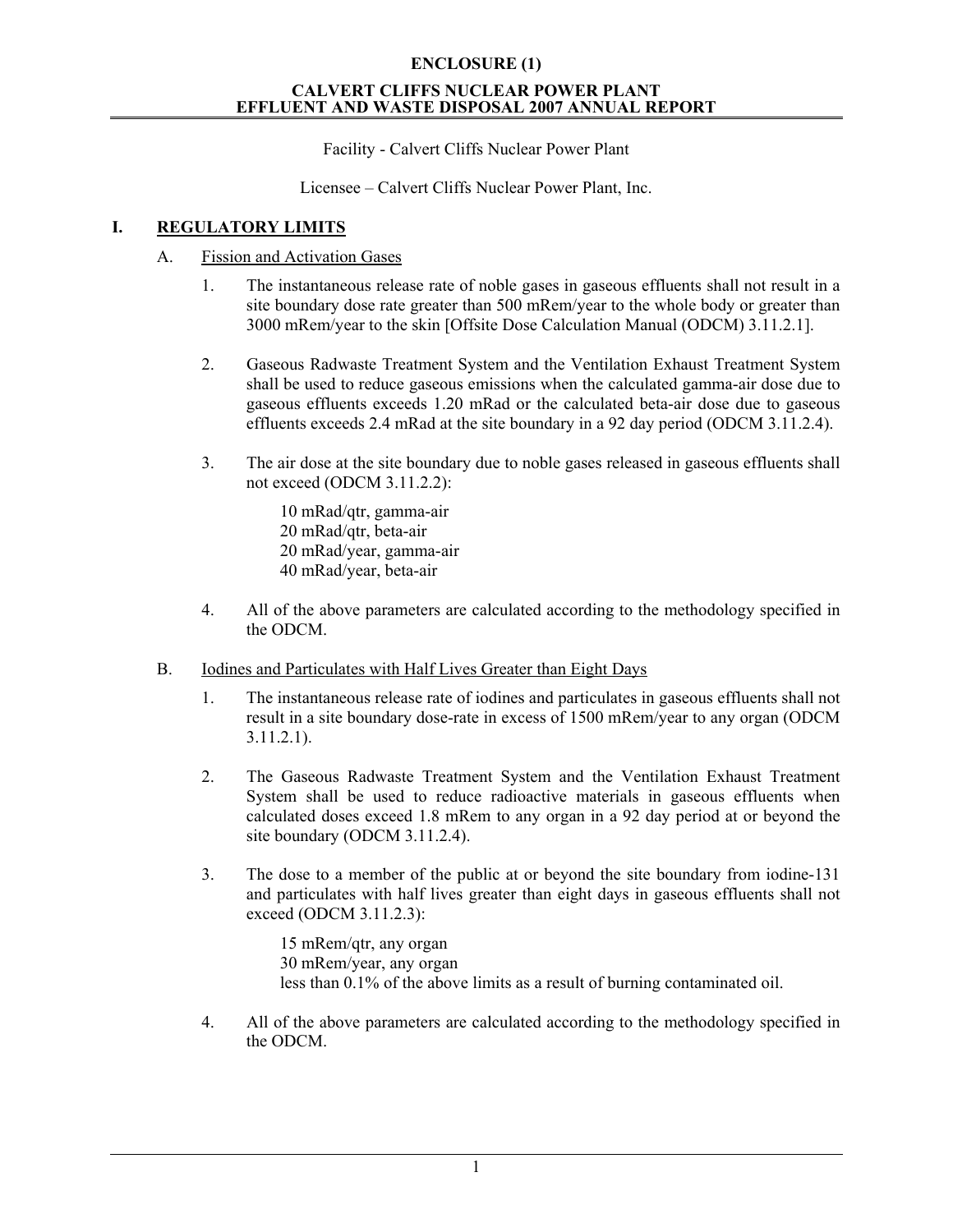**ENCLOSURE (1)**

**CALVERT CLIFFS NUCLEAR POWER PLANT**
**EFFLUENT AND WASTE DISPOSAL 2007 ANNUAL REPORT**

Facility - Calvert Cliffs Nuclear Power Plant

Licensee – Calvert Cliffs Nuclear Power Plant, Inc.

## I. REGULATORY LIMITS

### A. Fission and Activation Gases

1. The instantaneous release rate of noble gases in gaseous effluents shall not result in a site boundary dose rate greater than 500 mRem/year to the whole body or greater than 3000 mRem/year to the skin [Offsite Dose Calculation Manual (ODCM) 3.11.2.1].

2. Gaseous Radwaste Treatment System and the Ventilation Exhaust Treatment System shall be used to reduce gaseous emissions when the calculated gamma-air dose due to gaseous effluents exceeds 1.20 mRad or the calculated beta-air dose due to gaseous effluents exceeds 2.4 mRad at the site boundary in a 92 day period (ODCM 3.11.2.4).

3. The air dose at the site boundary due to noble gases released in gaseous effluents shall not exceed (ODCM 3.11.2.2):

   10 mRad/qtr, gamma-air
   20 mRad/qtr, beta-air
   20 mRad/year, gamma-air
   40 mRad/year, beta-air

4. All of the above parameters are calculated according to the methodology specified in the ODCM.

### B. Iodines and Particulates with Half Lives Greater than Eight Days

1. The instantaneous release rate of iodines and particulates in gaseous effluents shall not result in a site boundary dose-rate in excess of 1500 mRem/year to any organ (ODCM 3.11.2.1).

2. The Gaseous Radwaste Treatment System and the Ventilation Exhaust Treatment System shall be used to reduce radioactive materials in gaseous effluents when calculated doses exceed 1.8 mRem to any organ in a 92 day period at or beyond the site boundary (ODCM 3.11.2.4).

3. The dose to a member of the public at or beyond the site boundary from iodine-131 and particulates with half lives greater than eight days in gaseous effluents shall not exceed (ODCM 3.11.2.3):

   15 mRem/qtr, any organ
   30 mRem/year, any organ
   less than 0.1% of the above limits as a result of burning contaminated oil.

4. All of the above parameters are calculated according to the methodology specified in the ODCM.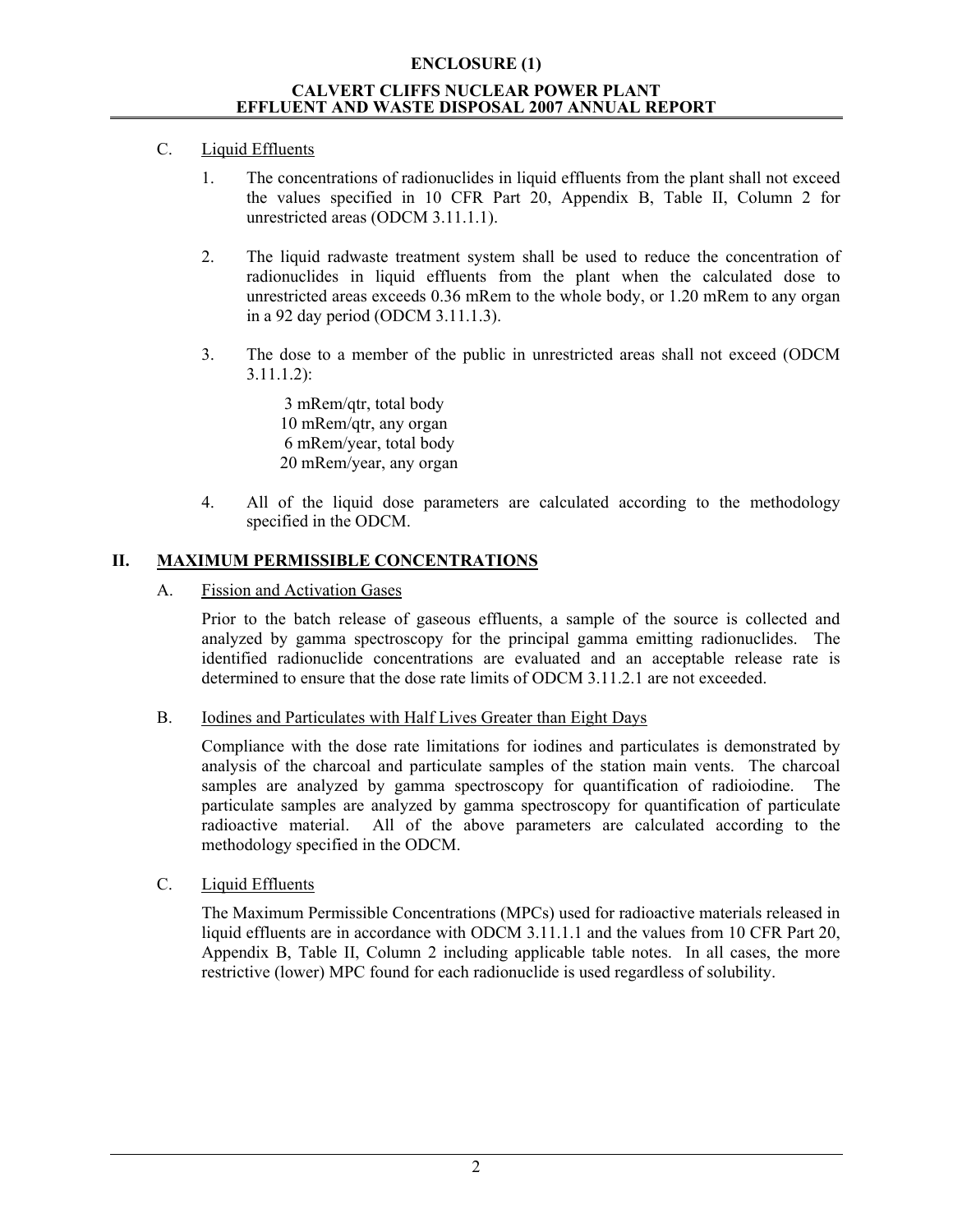C. Liquid Effluents

1. The concentrations of radionuclides in liquid effluents from the plant shall not exceed the values specified in 10 CFR Part 20, Appendix B, Table II, Column 2 for unrestricted areas (ODCM 3.11.1.1).

2. The liquid radwaste treatment system shall be used to reduce the concentration of radionuclides in liquid effluents from the plant when the calculated dose to unrestricted areas exceeds 0.36 mRem to the whole body, or 1.20 mRem to any organ in a 92 day period (ODCM 3.11.1.3).

3. The dose to a member of the public in unrestricted areas shall not exceed (ODCM 3.11.1.2):

   3 mRem/qtr, total body
   10 mRem/qtr, any organ
   6 mRem/year, total body
   20 mRem/year, any organ

4. All of the liquid dose parameters are calculated according to the methodology specified in the ODCM.

## II. MAXIMUM PERMISSIBLE CONCENTRATIONS

A. Fission and Activation Gases

Prior to the batch release of gaseous effluents, a sample of the source is collected and analyzed by gamma spectroscopy for the principal gamma emitting radionuclides. The identified radionuclide concentrations are evaluated and an acceptable release rate is determined to ensure that the dose rate limits of ODCM 3.11.2.1 are not exceeded.

B. Iodines and Particulates with Half Lives Greater than Eight Days

Compliance with the dose rate limitations for iodines and particulates is demonstrated by analysis of the charcoal and particulate samples of the station main vents. The charcoal samples are analyzed by gamma spectroscopy for quantification of radioiodine. The particulate samples are analyzed by gamma spectroscopy for quantification of particulate radioactive material. All of the above parameters are calculated according to the methodology specified in the ODCM.

C. Liquid Effluents

The Maximum Permissible Concentrations (MPCs) used for radioactive materials released in liquid effluents are in accordance with ODCM 3.11.1.1 and the values from 10 CFR Part 20, Appendix B, Table II, Column 2 including applicable table notes. In all cases, the more restrictive (lower) MPC found for each radionuclide is used regardless of solubility.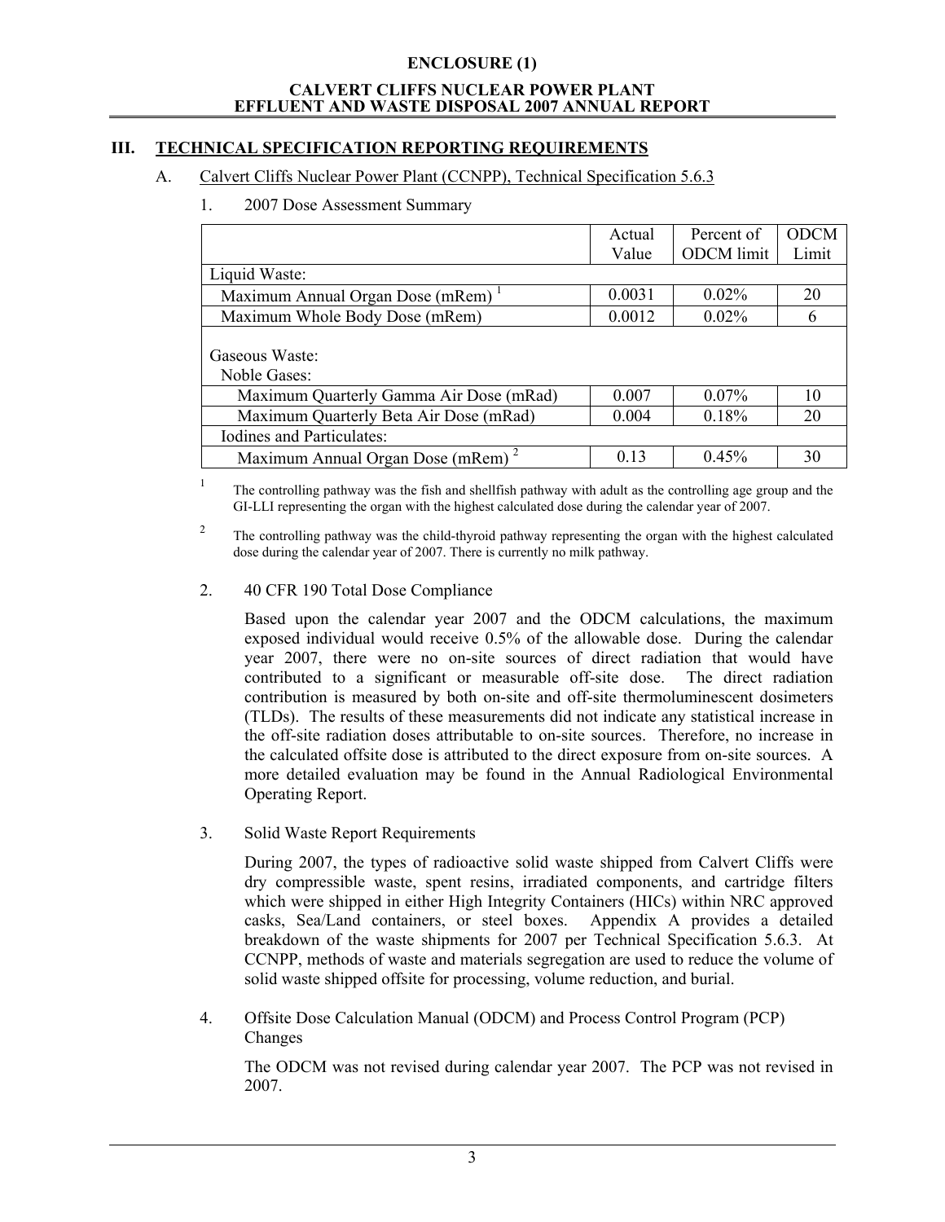**ENCLOSURE (1)**

**CALVERT CLIFFS NUCLEAR POWER PLANT**
**EFFLUENT AND WASTE DISPOSAL 2007 ANNUAL REPORT**

## III. TECHNICAL SPECIFICATION REPORTING REQUIREMENTS

A. Calvert Cliffs Nuclear Power Plant (CCNPP), Technical Specification 5.6.3

1. 2007 Dose Assessment Summary

| | Actual Value | Percent of ODCM limit | ODCM Limit |
|---|---|---|---|
| Liquid Waste: | | | |
| Maximum Annual Organ Dose (mRem) [1] | 0.0031 | 0.02% | 20 |
| Maximum Whole Body Dose (mRem) | 0.0012 | 0.02% | 6 |
| Gaseous Waste: Noble Gases: | | | |
| Maximum Quarterly Gamma Air Dose (mRad) | 0.007 | 0.07% | 10 |
| Maximum Quarterly Beta Air Dose (mRad) | 0.004 | 0.18% | 20 |
| Iodines and Particulates: | | | |
| Maximum Annual Organ Dose (mRem) [2] | 0.13 | 0.45% | 30 |

[1] The controlling pathway was the fish and shellfish pathway with adult as the controlling age group and the GI-LLI representing the organ with the highest calculated dose during the calendar year of 2007.

[2] The controlling pathway was the child-thyroid pathway representing the organ with the highest calculated dose during the calendar year of 2007. There is currently no milk pathway.

2. 40 CFR 190 Total Dose Compliance

Based upon the calendar year 2007 and the ODCM calculations, the maximum exposed individual would receive 0.5% of the allowable dose. During the calendar year 2007, there were no on-site sources of direct radiation that would have contributed to a significant or measurable off-site dose. The direct radiation contribution is measured by both on-site and off-site thermoluminescent dosimeters (TLDs). The results of these measurements did not indicate any statistical increase in the off-site radiation doses attributable to on-site sources. Therefore, no increase in the calculated offsite dose is attributed to the direct exposure from on-site sources. A more detailed evaluation may be found in the Annual Radiological Environmental Operating Report.

3. Solid Waste Report Requirements

During 2007, the types of radioactive solid waste shipped from Calvert Cliffs were dry compressible waste, spent resins, irradiated components, and cartridge filters which were shipped in either High Integrity Containers (HICs) within NRC approved casks, Sea/Land containers, or steel boxes. Appendix A provides a detailed breakdown of the waste shipments for 2007 per Technical Specification 5.6.3. At CCNPP, methods of waste and materials segregation are used to reduce the volume of solid waste shipped offsite for processing, volume reduction, and burial.

4. Offsite Dose Calculation Manual (ODCM) and Process Control Program (PCP) Changes

The ODCM was not revised during calendar year 2007. The PCP was not revised in 2007.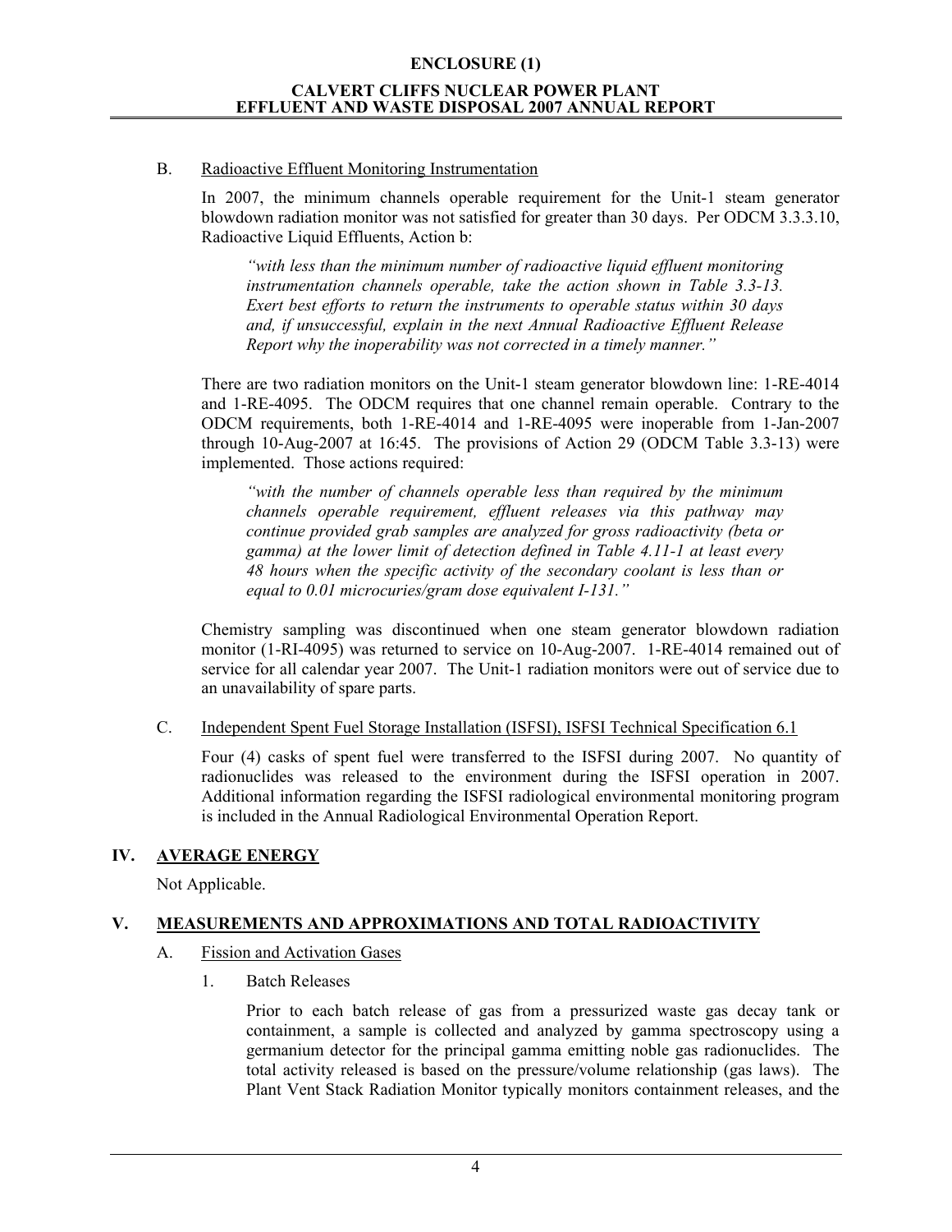B. Radioactive Effluent Monitoring Instrumentation

In 2007, the minimum channels operable requirement for the Unit-1 steam generator blowdown radiation monitor was not satisfied for greater than 30 days. Per ODCM 3.3.3.10, Radioactive Liquid Effluents, Action b:

> *"with less than the minimum number of radioactive liquid effluent monitoring instrumentation channels operable, take the action shown in Table 3.3-13. Exert best efforts to return the instruments to operable status within 30 days and, if unsuccessful, explain in the next Annual Radioactive Effluent Release Report why the inoperability was not corrected in a timely manner."*

There are two radiation monitors on the Unit-1 steam generator blowdown line: 1-RE-4014 and 1-RE-4095. The ODCM requires that one channel remain operable. Contrary to the ODCM requirements, both 1-RE-4014 and 1-RE-4095 were inoperable from 1-Jan-2007 through 10-Aug-2007 at 16:45. The provisions of Action 29 (ODCM Table 3.3-13) were implemented. Those actions required:

> *"with the number of channels operable less than required by the minimum channels operable requirement, effluent releases via this pathway may continue provided grab samples are analyzed for gross radioactivity (beta or gamma) at the lower limit of detection defined in Table 4.11-1 at least every 48 hours when the specific activity of the secondary coolant is less than or equal to 0.01 microcuries/gram dose equivalent I-131."*

Chemistry sampling was discontinued when one steam generator blowdown radiation monitor (1-RI-4095) was returned to service on 10-Aug-2007. 1-RE-4014 remained out of service for all calendar year 2007. The Unit-1 radiation monitors were out of service due to an unavailability of spare parts.

C. Independent Spent Fuel Storage Installation (ISFSI), ISFSI Technical Specification 6.1

Four (4) casks of spent fuel were transferred to the ISFSI during 2007. No quantity of radionuclides was released to the environment during the ISFSI operation in 2007. Additional information regarding the ISFSI radiological environmental monitoring program is included in the Annual Radiological Environmental Operation Report.

## IV. AVERAGE ENERGY

Not Applicable.

## V. MEASUREMENTS AND APPROXIMATIONS AND TOTAL RADIOACTIVITY

A. Fission and Activation Gases

1. Batch Releases

Prior to each batch release of gas from a pressurized waste gas decay tank or containment, a sample is collected and analyzed by gamma spectroscopy using a germanium detector for the principal gamma emitting noble gas radionuclides. The total activity released is based on the pressure/volume relationship (gas laws). The Plant Vent Stack Radiation Monitor typically monitors containment releases, and the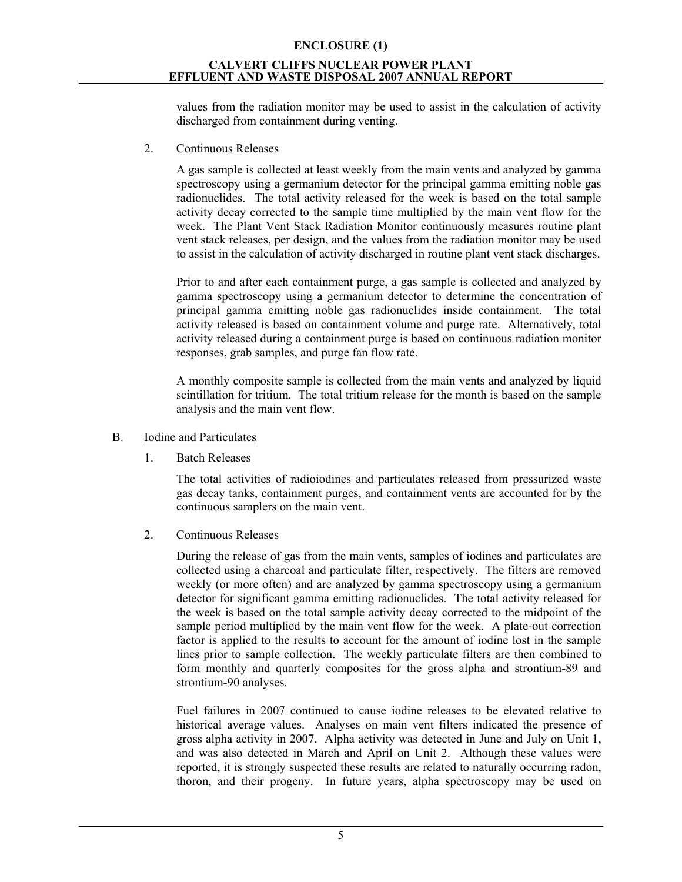values from the radiation monitor may be used to assist in the calculation of activity discharged from containment during venting.

2. Continuous Releases

A gas sample is collected at least weekly from the main vents and analyzed by gamma spectroscopy using a germanium detector for the principal gamma emitting noble gas radionuclides. The total activity released for the week is based on the total sample activity decay corrected to the sample time multiplied by the main vent flow for the week. The Plant Vent Stack Radiation Monitor continuously measures routine plant vent stack releases, per design, and the values from the radiation monitor may be used to assist in the calculation of activity discharged in routine plant vent stack discharges.

Prior to and after each containment purge, a gas sample is collected and analyzed by gamma spectroscopy using a germanium detector to determine the concentration of principal gamma emitting noble gas radionuclides inside containment. The total activity released is based on containment volume and purge rate. Alternatively, total activity released during a containment purge is based on continuous radiation monitor responses, grab samples, and purge fan flow rate.

A monthly composite sample is collected from the main vents and analyzed by liquid scintillation for tritium. The total tritium release for the month is based on the sample analysis and the main vent flow.

B. Iodine and Particulates

1. Batch Releases

The total activities of radioiodines and particulates released from pressurized waste gas decay tanks, containment purges, and containment vents are accounted for by the continuous samplers on the main vent.

2. Continuous Releases

During the release of gas from the main vents, samples of iodines and particulates are collected using a charcoal and particulate filter, respectively. The filters are removed weekly (or more often) and are analyzed by gamma spectroscopy using a germanium detector for significant gamma emitting radionuclides. The total activity released for the week is based on the total sample activity decay corrected to the midpoint of the sample period multiplied by the main vent flow for the week. A plate-out correction factor is applied to the results to account for the amount of iodine lost in the sample lines prior to sample collection. The weekly particulate filters are then combined to form monthly and quarterly composites for the gross alpha and strontium-89 and strontium-90 analyses.

Fuel failures in 2007 continued to cause iodine releases to be elevated relative to historical average values. Analyses on main vent filters indicated the presence of gross alpha activity in 2007. Alpha activity was detected in June and July on Unit 1, and was also detected in March and April on Unit 2. Although these values were reported, it is strongly suspected these results are related to naturally occurring radon, thoron, and their progeny. In future years, alpha spectroscopy may be used on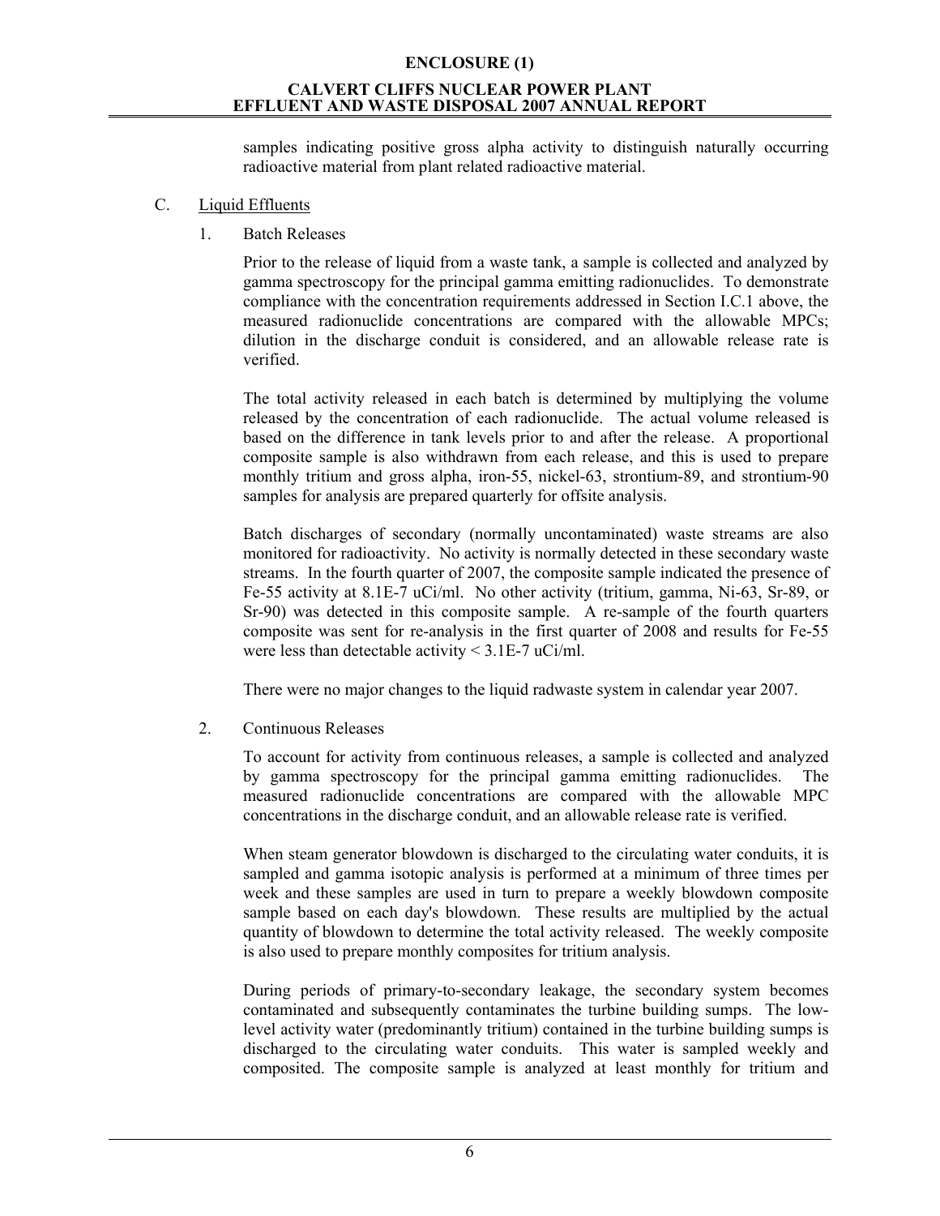samples indicating positive gross alpha activity to distinguish naturally occurring radioactive material from plant related radioactive material.

C. Liquid Effluents

1. Batch Releases

Prior to the release of liquid from a waste tank, a sample is collected and analyzed by gamma spectroscopy for the principal gamma emitting radionuclides. To demonstrate compliance with the concentration requirements addressed in Section I.C.1 above, the measured radionuclide concentrations are compared with the allowable MPCs; dilution in the discharge conduit is considered, and an allowable release rate is verified.

The total activity released in each batch is determined by multiplying the volume released by the concentration of each radionuclide. The actual volume released is based on the difference in tank levels prior to and after the release. A proportional composite sample is also withdrawn from each release, and this is used to prepare monthly tritium and gross alpha, iron-55, nickel-63, strontium-89, and strontium-90 samples for analysis are prepared quarterly for offsite analysis.

Batch discharges of secondary (normally uncontaminated) waste streams are also monitored for radioactivity. No activity is normally detected in these secondary waste streams. In the fourth quarter of 2007, the composite sample indicated the presence of Fe-55 activity at 8.1E-7 uCi/ml. No other activity (tritium, gamma, Ni-63, Sr-89, or Sr-90) was detected in this composite sample. A re-sample of the fourth quarters composite was sent for re-analysis in the first quarter of 2008 and results for Fe-55 were less than detectable activity < 3.1E-7 uCi/ml.

There were no major changes to the liquid radwaste system in calendar year 2007.

2. Continuous Releases

To account for activity from continuous releases, a sample is collected and analyzed by gamma spectroscopy for the principal gamma emitting radionuclides. The measured radionuclide concentrations are compared with the allowable MPC concentrations in the discharge conduit, and an allowable release rate is verified.

When steam generator blowdown is discharged to the circulating water conduits, it is sampled and gamma isotopic analysis is performed at a minimum of three times per week and these samples are used in turn to prepare a weekly blowdown composite sample based on each day's blowdown. These results are multiplied by the actual quantity of blowdown to determine the total activity released. The weekly composite is also used to prepare monthly composites for tritium analysis.

During periods of primary-to-secondary leakage, the secondary system becomes contaminated and subsequently contaminates the turbine building sumps. The low-level activity water (predominantly tritium) contained in the turbine building sumps is discharged to the circulating water conduits. This water is sampled weekly and composited. The composite sample is analyzed at least monthly for tritium and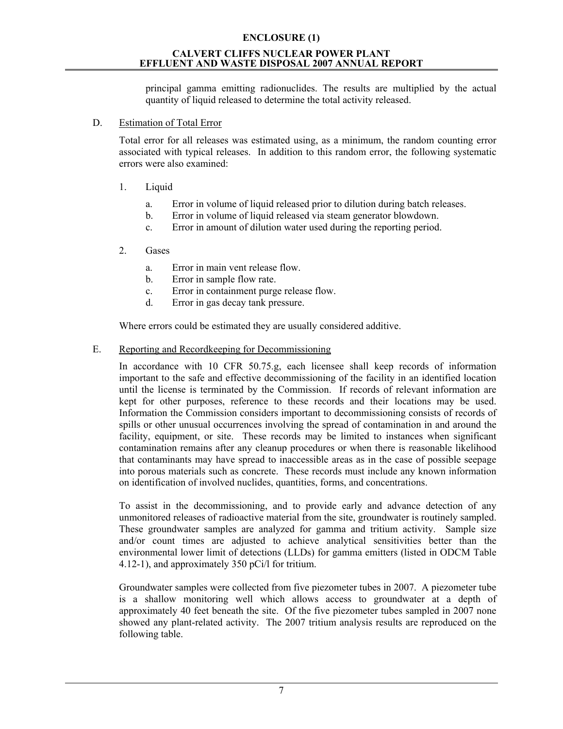principal gamma emitting radionuclides. The results are multiplied by the actual quantity of liquid released to determine the total activity released.

D. Estimation of Total Error

Total error for all releases was estimated using, as a minimum, the random counting error associated with typical releases. In addition to this random error, the following systematic errors were also examined:

1. Liquid

   a. Error in volume of liquid released prior to dilution during batch releases.
   b. Error in volume of liquid released via steam generator blowdown.
   c. Error in amount of dilution water used during the reporting period.

2. Gases

   a. Error in main vent release flow.
   b. Error in sample flow rate.
   c. Error in containment purge release flow.
   d. Error in gas decay tank pressure.

Where errors could be estimated they are usually considered additive.

E. Reporting and Recordkeeping for Decommissioning

In accordance with 10 CFR 50.75.g, each licensee shall keep records of information important to the safe and effective decommissioning of the facility in an identified location until the license is terminated by the Commission. If records of relevant information are kept for other purposes, reference to these records and their locations may be used. Information the Commission considers important to decommissioning consists of records of spills or other unusual occurrences involving the spread of contamination in and around the facility, equipment, or site. These records may be limited to instances when significant contamination remains after any cleanup procedures or when there is reasonable likelihood that contaminants may have spread to inaccessible areas as in the case of possible seepage into porous materials such as concrete. These records must include any known information on identification of involved nuclides, quantities, forms, and concentrations.

To assist in the decommissioning, and to provide early and advance detection of any unmonitored releases of radioactive material from the site, groundwater is routinely sampled. These groundwater samples are analyzed for gamma and tritium activity. Sample size and/or count times are adjusted to achieve analytical sensitivities better than the environmental lower limit of detections (LLDs) for gamma emitters (listed in ODCM Table 4.12-1), and approximately 350 pCi/l for tritium.

Groundwater samples were collected from five piezometer tubes in 2007. A piezometer tube is a shallow monitoring well which allows access to groundwater at a depth of approximately 40 feet beneath the site. Of the five piezometer tubes sampled in 2007 none showed any plant-related activity. The 2007 tritium analysis results are reproduced on the following table.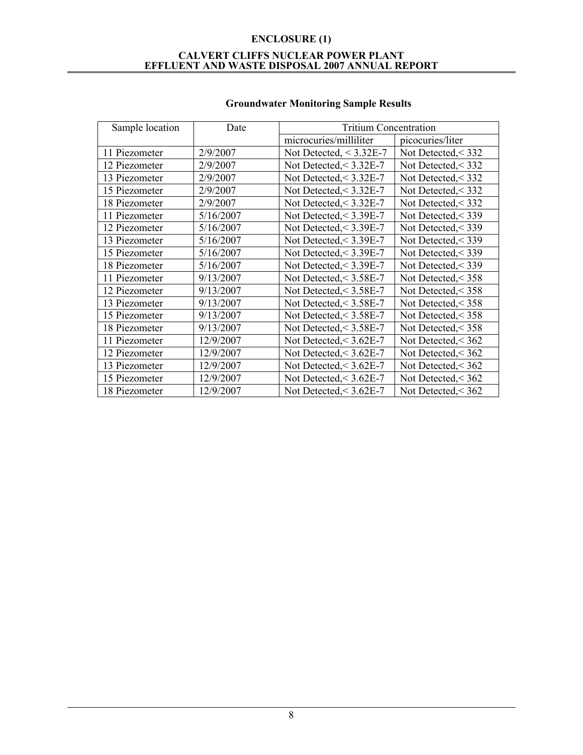## Groundwater Monitoring Sample Results

| Sample location | Date | Tritium Concentration | |
|---|---|---|---|
| | | microcuries/milliliter | picocuries/liter |
| 11 Piezometer | 2/9/2007 | Not Detected, < 3.32E-7 | Not Detected,< 332 |
| 12 Piezometer | 2/9/2007 | Not Detected,< 3.32E-7 | Not Detected,< 332 |
| 13 Piezometer | 2/9/2007 | Not Detected,< 3.32E-7 | Not Detected,< 332 |
| 15 Piezometer | 2/9/2007 | Not Detected,< 3.32E-7 | Not Detected,< 332 |
| 18 Piezometer | 2/9/2007 | Not Detected,< 3.32E-7 | Not Detected,< 332 |
| 11 Piezometer | 5/16/2007 | Not Detected,< 3.39E-7 | Not Detected,< 339 |
| 12 Piezometer | 5/16/2007 | Not Detected,< 3.39E-7 | Not Detected,< 339 |
| 13 Piezometer | 5/16/2007 | Not Detected,< 3.39E-7 | Not Detected,< 339 |
| 15 Piezometer | 5/16/2007 | Not Detected,< 3.39E-7 | Not Detected,< 339 |
| 18 Piezometer | 5/16/2007 | Not Detected,< 3.39E-7 | Not Detected,< 339 |
| 11 Piezometer | 9/13/2007 | Not Detected,< 3.58E-7 | Not Detected,< 358 |
| 12 Piezometer | 9/13/2007 | Not Detected,< 3.58E-7 | Not Detected,< 358 |
| 13 Piezometer | 9/13/2007 | Not Detected,< 3.58E-7 | Not Detected,< 358 |
| 15 Piezometer | 9/13/2007 | Not Detected,< 3.58E-7 | Not Detected,< 358 |
| 18 Piezometer | 9/13/2007 | Not Detected,< 3.58E-7 | Not Detected,< 358 |
| 11 Piezometer | 12/9/2007 | Not Detected,< 3.62E-7 | Not Detected,< 362 |
| 12 Piezometer | 12/9/2007 | Not Detected,< 3.62E-7 | Not Detected,< 362 |
| 13 Piezometer | 12/9/2007 | Not Detected,< 3.62E-7 | Not Detected,< 362 |
| 15 Piezometer | 12/9/2007 | Not Detected,< 3.62E-7 | Not Detected,< 362 |
| 18 Piezometer | 12/9/2007 | Not Detected,< 3.62E-7 | Not Detected,< 362 |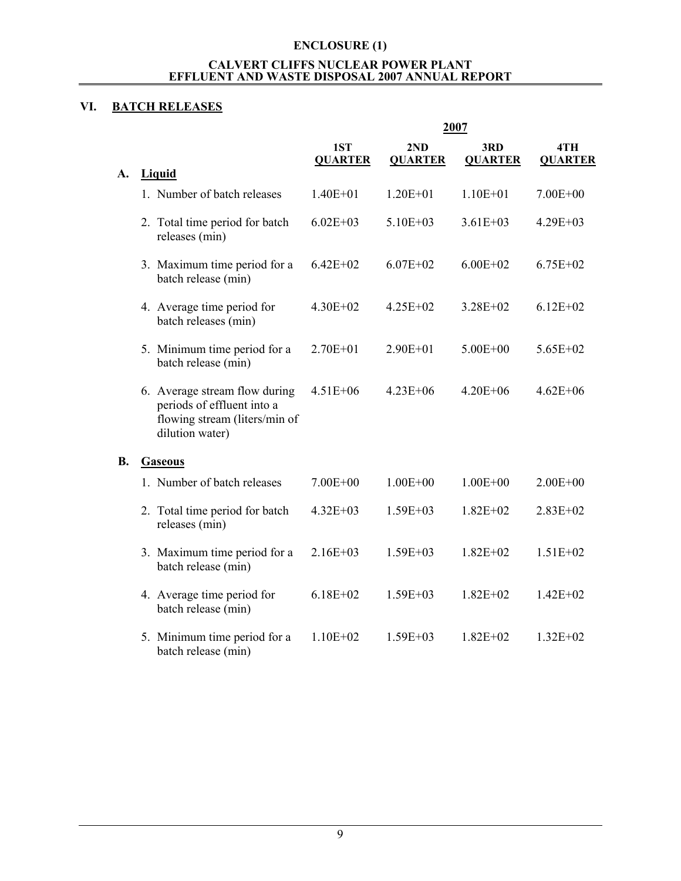## VI. BATCH RELEASES

| | 2007 | | | |
|---|---|---|---|---|
| | **1ST QUARTER** | **2ND QUARTER** | **3RD QUARTER** | **4TH QUARTER** |
| **A. Liquid** | | | | |
| 1. Number of batch releases | 1.40E+01 | 1.20E+01 | 1.10E+01 | 7.00E+00 |
| 2. Total time period for batch releases (min) | 6.02E+03 | 5.10E+03 | 3.61E+03 | 4.29E+03 |
| 3. Maximum time period for a batch release (min) | 6.42E+02 | 6.07E+02 | 6.00E+02 | 6.75E+02 |
| 4. Average time period for batch releases (min) | 4.30E+02 | 4.25E+02 | 3.28E+02 | 6.12E+02 |
| 5. Minimum time period for a batch release (min) | 2.70E+01 | 2.90E+01 | 5.00E+00 | 5.65E+02 |
| 6. Average stream flow during periods of effluent into a flowing stream (liters/min of dilution water) | 4.51E+06 | 4.23E+06 | 4.20E+06 | 4.62E+06 |
| **B. Gaseous** | | | | |
| 1. Number of batch releases | 7.00E+00 | 1.00E+00 | 1.00E+00 | 2.00E+00 |
| 2. Total time period for batch releases (min) | 4.32E+03 | 1.59E+03 | 1.82E+02 | 2.83E+02 |
| 3. Maximum time period for a batch release (min) | 2.16E+03 | 1.59E+03 | 1.82E+02 | 1.51E+02 |
| 4. Average time period for batch release (min) | 6.18E+02 | 1.59E+03 | 1.82E+02 | 1.42E+02 |
| 5. Minimum time period for a batch release (min) | 1.10E+02 | 1.59E+03 | 1.82E+02 | 1.32E+02 |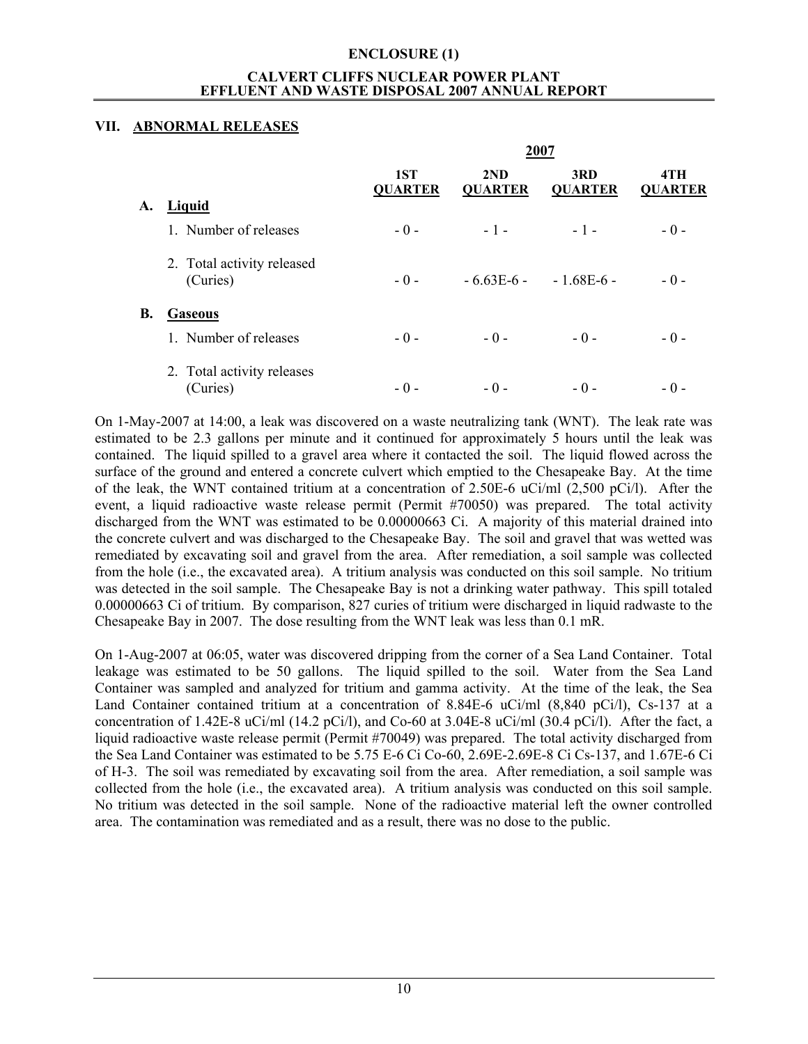## VII. ABNORMAL RELEASES

| | | 2007 | | | |
|---|---|---|---|---|---|
| | | 1ST QUARTER | 2ND QUARTER | 3RD QUARTER | 4TH QUARTER |
| **A.** | **Liquid** | | | | |
| | 1. Number of releases | - 0 - | - 1 - | - 1 - | - 0 - |
| | 2. Total activity released (Curies) | - 0 - | - 6.63E-6 - | - 1.68E-6 - | - 0 - |
| **B.** | **Gaseous** | | | | |
| | 1. Number of releases | - 0 - | - 0 - | - 0 - | - 0 - |
| | 2. Total activity releases (Curies) | - 0 - | - 0 - | - 0 - | - 0 - |

On 1-May-2007 at 14:00, a leak was discovered on a waste neutralizing tank (WNT). The leak rate was estimated to be 2.3 gallons per minute and it continued for approximately 5 hours until the leak was contained. The liquid spilled to a gravel area where it contacted the soil. The liquid flowed across the surface of the ground and entered a concrete culvert which emptied to the Chesapeake Bay. At the time of the leak, the WNT contained tritium at a concentration of 2.50E-6 uCi/ml (2,500 pCi/l). After the event, a liquid radioactive waste release permit (Permit #70050) was prepared. The total activity discharged from the WNT was estimated to be 0.00000663 Ci. A majority of this material drained into the concrete culvert and was discharged to the Chesapeake Bay. The soil and gravel that was wetted was remediated by excavating soil and gravel from the area. After remediation, a soil sample was collected from the hole (i.e., the excavated area). A tritium analysis was conducted on this soil sample. No tritium was detected in the soil sample. The Chesapeake Bay is not a drinking water pathway. This spill totaled 0.00000663 Ci of tritium. By comparison, 827 curies of tritium were discharged in liquid radwaste to the Chesapeake Bay in 2007. The dose resulting from the WNT leak was less than 0.1 mR.

On 1-Aug-2007 at 06:05, water was discovered dripping from the corner of a Sea Land Container. Total leakage was estimated to be 50 gallons. The liquid spilled to the soil. Water from the Sea Land Container was sampled and analyzed for tritium and gamma activity. At the time of the leak, the Sea Land Container contained tritium at a concentration of 8.84E-6 uCi/ml (8,840 pCi/l), Cs-137 at a concentration of 1.42E-8 uCi/ml (14.2 pCi/l), and Co-60 at 3.04E-8 uCi/ml (30.4 pCi/l). After the fact, a liquid radioactive waste release permit (Permit #70049) was prepared. The total activity discharged from the Sea Land Container was estimated to be 5.75 E-6 Ci Co-60, 2.69E-2.69E-8 Ci Cs-137, and 1.67E-6 Ci of H-3. The soil was remediated by excavating soil from the area. After remediation, a soil sample was collected from the hole (i.e., the excavated area). A tritium analysis was conducted on this soil sample. No tritium was detected in the soil sample. None of the radioactive material left the owner controlled area. The contamination was remediated and as a result, there was no dose to the public.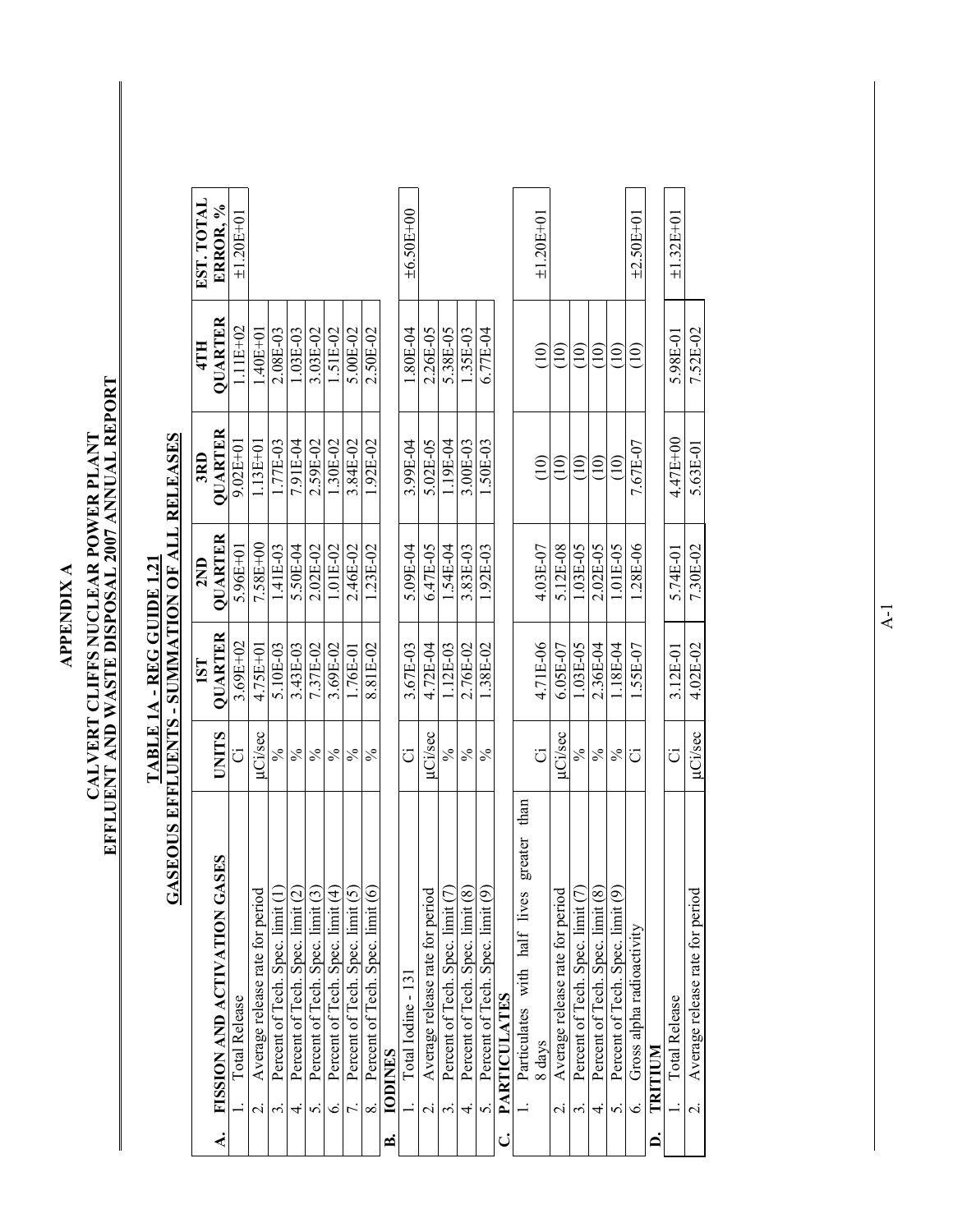# APPENDIX A

## CALVERT CLIFFS NUCLEAR POWER PLANT
## EFFLUENT AND WASTE DISPOSAL 2007 ANNUAL REPORT

### TABLE 1A - REG GUIDE 1.21
### GASEOUS EFFLUENTS - SUMMATION OF ALL RELEASES

| A. FISSION AND ACTIVATION GASES | UNITS | 1ST QUARTER | 2ND QUARTER | 3RD QUARTER | 4TH QUARTER | EST. TOTAL ERROR, % |
|---|---|---|---|---|---|---|
| 1. Total Release | Ci | 3.69E+02 | 5.96E+01 | 9.02E+01 | 1.11E+02 | ±1.20E+01 |
| 2. Average release rate for period | μCi/sec | 4.75E+01 | 7.58E+00 | 1.13E+01 | 1.40E+01 | |
| 3. Percent of Tech. Spec. limit (1) | % | 5.10E-03 | 1.41E-03 | 1.77E-03 | 2.08E-03 | |
| 4. Percent of Tech. Spec. limit (2) | % | 3.43E-03 | 5.50E-04 | 7.91E-04 | 1.03E-03 | |
| 5. Percent of Tech. Spec. limit (3) | % | 7.37E-02 | 2.02E-02 | 2.59E-02 | 3.03E-02 | |
| 6. Percent of Tech. Spec. limit (4) | % | 3.69E-02 | 1.01E-02 | 1.30E-02 | 1.51E-02 | |
| 7. Percent of Tech. Spec. limit (5) | % | 1.76E-01 | 2.46E-02 | 3.84E-02 | 5.00E-02 | |
| 8. Percent of Tech. Spec. limit (6) | % | 8.81E-02 | 1.23E-02 | 1.92E-02 | 2.50E-02 | |
| **B. IODINES** | | | | | | |
| 1. Total Iodine - 131 | Ci | 3.67E-03 | 5.09E-04 | 3.99E-04 | 1.80E-04 | ±6.50E+00 |
| 2. Average release rate for period | μCi/sec | 4.72E-04 | 6.47E-05 | 5.02E-05 | 2.26E-05 | |
| 3. Percent of Tech. Spec. limit (7) | % | 1.12E-03 | 1.54E-04 | 1.19E-04 | 5.38E-05 | |
| 4. Percent of Tech. Spec. limit (8) | % | 2.76E-02 | 3.83E-03 | 3.00E-03 | 1.35E-03 | |
| 5. Percent of Tech. Spec. limit (9) | % | 1.38E-02 | 1.92E-03 | 1.50E-03 | 6.77E-04 | |
| **C. PARTICULATES** | | | | | | |
| 1. Particulates with half lives greater than 8 days | Ci | 4.71E-06 | 4.03E-07 | (10) | (10) | ±1.20E+01 |
| 2. Average release rate for period | μCi/sec | 6.05E-07 | 5.12E-08 | (10) | (10) | |
| 3. Percent of Tech. Spec. limit (7) | % | 1.03E-05 | 1.03E-05 | (10) | (10) | |
| 4. Percent of Tech. Spec. limit (8) | % | 2.36E-04 | 2.02E-05 | (10) | (10) | |
| 5. Percent of Tech. Spec. limit (9) | % | 1.18E-04 | 1.01E-05 | (10) | (10) | |
| 6. Gross alpha radioactivity | Ci | 1.55E-07 | 1.28E-06 | 7.67E-07 | (10) | ±2.50E+01 |
| **D. TRITIUM** | | | | | | |
| 1. Total Release | Ci | 3.12E-01 | 5.74E-01 | 4.47E+00 | 5.98E-01 | ±1.32E+01 |
| 2. Average release rate for period | μCi/sec | 4.02E-02 | 7.30E-02 | 5.63E-01 | 7.52E-02 | |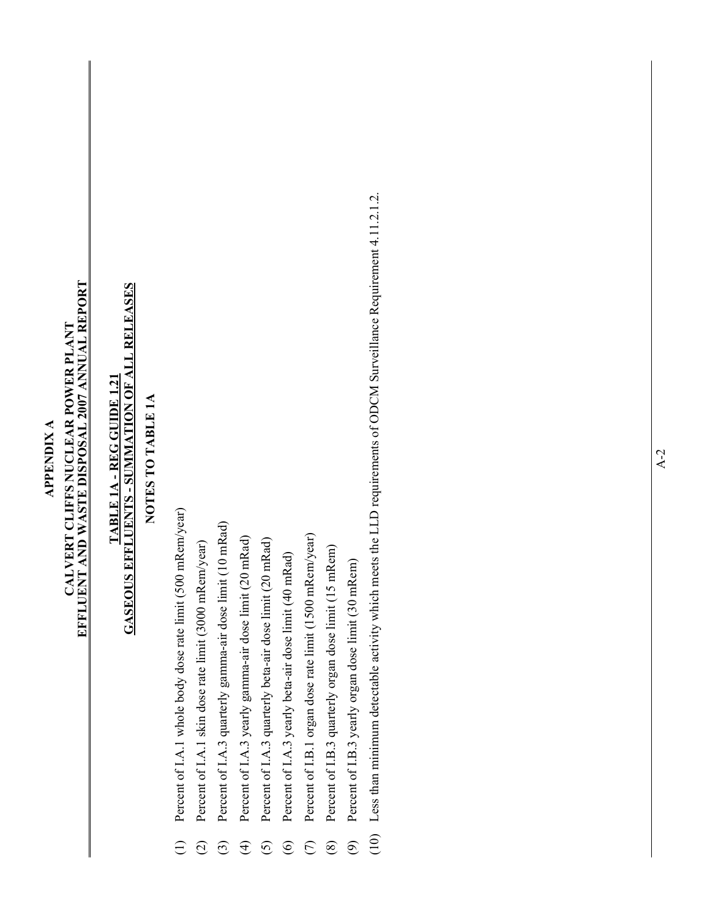# APPENDIX A

## CALVERT CLIFFS NUCLEAR POWER PLANT
## EFFLUENT AND WASTE DISPOSAL 2007 ANNUAL REPORT

## TABLE 1A - REG GUIDE 1.21
## GASEOUS EFFLUENTS - SUMMATION OF ALL RELEASES

### NOTES TO TABLE 1A

(1) Percent of I.A.1 whole body dose rate limit (500 mRem/year)

(2) Percent of I.A.1 skin dose rate limit (3000 mRem/year)

(3) Percent of I.A.3 quarterly gamma-air dose limit (10 mRad)

(4) Percent of I.A.3 yearly gamma-air dose limit (20 mRad)

(5) Percent of I.A.3 quarterly beta-air dose limit (20 mRad)

(6) Percent of I.A.3 yearly beta-air dose limit (40 mRad)

(7) Percent of I.B.1 organ dose rate limit (1500 mRem/year)

(8) Percent of I.B.3 quarterly organ dose limit (15 mRem)

(9) Percent of I.B.3 yearly organ dose limit (30 mRem)

(10) Less than minimum detectable activity which meets the LLD requirements of ODCM Surveillance Requirement 4.11.2.1.2.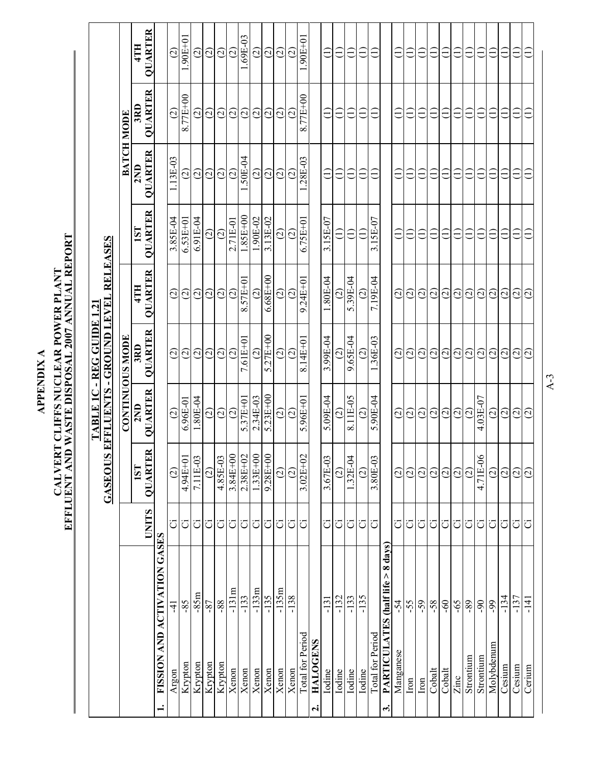# APPENDIX A

## CALVERT CLIFFS NUCLEAR POWER PLANT
## EFFLUENT AND WASTE DISPOSAL 2007 ANNUAL REPORT

### TABLE 1C - REG GUIDE 1.21
### GASEOUS EFFLUENTS - GROUND LEVEL RELEASES

| | | UNITS | CONTINUOUS MODE | | | | BATCH MODE | | | |
|---|---|---|---|---|---|---|---|---|---|---|
| | | | 1ST QUARTER | 2ND QUARTER | 3RD QUARTER | 4TH QUARTER | 1ST QUARTER | 2ND QUARTER | 3RD QUARTER | 4TH QUARTER |
| **1. FISSION AND ACTIVATION GASES** | | | | | | | | | | |
| Argon | -41 | Ci | (2) | (2) | (2) | (2) | 3.85E-04 | 1.13E-03 | (2) | (2) |
| Krypton | -85 | Ci | 4.94E+01 | 6.96E-01 | (2) | (2) | 6.53E+01 | (2) | 8.77E+00 | 1.90E+01 |
| Krypton | -85m | Ci | 7.11E-03 | 1.80E-04 | (2) | (2) | 6.91E-04 | (2) | (2) | (2) |
| Krypton | -87 | Ci | (2) | (2) | (2) | (2) | (2) | (2) | (2) | (2) |
| Krypton | -88 | Ci | 4.85E-03 | (2) | (2) | (2) | (2) | (2) | (2) | (2) |
| Xenon | -131m | Ci | 3.84E+00 | (2) | (2) | (2) | 2.71E-01 | (2) | (2) | (2) |
| Xenon | -133 | Ci | 2.38E+02 | 5.37E+01 | 7.61E+01 | 8.57E+01 | 1.85E+00 | 1.50E-04 | (2) | 1.69E-03 |
| Xenon | -133m | Ci | 1.33E+00 | 2.34E-03 | (2) | (2) | 1.90E-02 | (2) | (2) | (2) |
| Xenon | -135 | Ci | 9.28E+00 | 5.23E+00 | 5.27E+00 | 6.68E+00 | 3.13E-02 | (2) | (2) | (2) |
| Xenon | -135m | Ci | (2) | (2) | (2) | (2) | (2) | (2) | (2) | (2) |
| Xenon | -138 | Ci | (2) | (2) | (2) | (2) | (2) | (2) | (2) | (2) |
| Total for Period | | Ci | 3.02E+02 | 5.96E+01 | 8.14E+01 | 9.24E+01 | 6.75E+01 | 1.28E-03 | 8.77E+00 | 1.90E+01 |
| **2. HALOGENS** | | | | | | | | | | |
| Iodine | -131 | Ci | 3.67E-03 | 5.09E-04 | 3.99E-04 | 1.80E-04 | 3.15E-07 | (1) | (1) | (1) |
| Iodine | -132 | Ci | (2) | (2) | (2) | (2) | (1) | (1) | (1) | (1) |
| Iodine | -133 | Ci | 1.32E-04 | 8.11E-05 | 9.65E-04 | 5.39E-04 | (1) | (1) | (1) | (1) |
| Iodine | -135 | Ci | (2) | (2) | (2) | (2) | (1) | (1) | (1) | (1) |
| Total for Period | | Ci | 3.80E-03 | 5.90E-04 | 1.36E-03 | 7.19E-04 | 3.15E-07 | (1) | (1) | (1) |
| **3. PARTICULATES (half life > 8 days)** | | | | | | | | | | |
| Manganese | -54 | Ci | (2) | (2) | (2) | (2) | (1) | (1) | (1) | (1) |
| Iron | -55 | Ci | (2) | (2) | (2) | (2) | (1) | (1) | (1) | (1) |
| Iron | -59 | Ci | (2) | (2) | (2) | (2) | (1) | (1) | (1) | (1) |
| Cobalt | -58 | Ci | (2) | (2) | (2) | (2) | (1) | (1) | (1) | (1) |
| Cobalt | -60 | Ci | (2) | (2) | (2) | (2) | (1) | (1) | (1) | (1) |
| Zinc | -65 | Ci | (2) | (2) | (2) | (2) | (1) | (1) | (1) | (1) |
| Strontium | -89 | Ci | (2) | (2) | (2) | (2) | (1) | (1) | (1) | (1) |
| Strontium | -90 | Ci | 4.71E-06 | 4.03E-07 | (2) | (2) | (1) | (1) | (1) | (1) |
| Molybdenum | -99 | Ci | (2) | (2) | (2) | (2) | (1) | (1) | (1) | (1) |
| Cesium | -134 | Ci | (2) | (2) | (2) | (2) | (1) | (1) | (1) | (1) |
| Cesium | -137 | Ci | (2) | (2) | (2) | (2) | (1) | (1) | (1) | (1) |
| Cerium | -141 | Ci | (2) | (2) | (2) | (2) | (1) | (1) | (1) | (1) |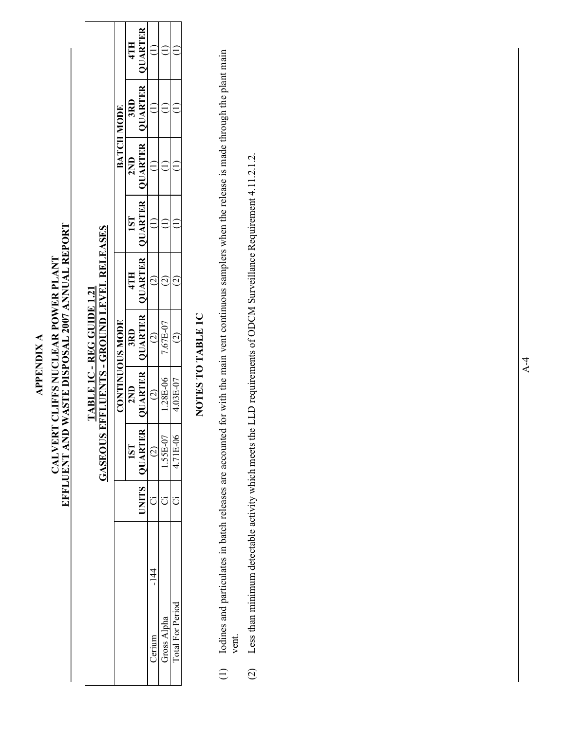# APPENDIX A

## CALVERT CLIFFS NUCLEAR POWER PLANT
## EFFLUENT AND WASTE DISPOSAL 2007 ANNUAL REPORT

### TABLE 1C - REG GUIDE 1.21
### GASEOUS EFFLUENTS - GROUND LEVEL RELEASES

| | | CONTINUOUS MODE | | | | BATCH MODE | | | |
|---|---|---|---|---|---|---|---|---|---|
| | UNITS | 1ST QUARTER | 2ND QUARTER | 3RD QUARTER | 4TH QUARTER | 1ST QUARTER | 2ND QUARTER | 3RD QUARTER | 4TH QUARTER |
| Cerium -144 | Ci | (2) | (2) | (2) | (2) | (1) | (1) | (1) | (1) |
| Gross Alpha | Ci | 1.55E-07 | 1.28E-06 | 7.67E-07 | (2) | (1) | (1) | (1) | (1) |
| Total For Period | Ci | 4.71E-06 | 4.03E-07 | (2) | (2) | (1) | (1) | (1) | (1) |

### NOTES TO TABLE 1C

(1) Iodines and particulates in batch releases are accounted for with the main vent continuous samplers when the release is made through the plant main vent.

(2) Less than minimum detectable activity which meets the LLD requirements of ODCM Surveillance Requirement 4.11.2.1.2.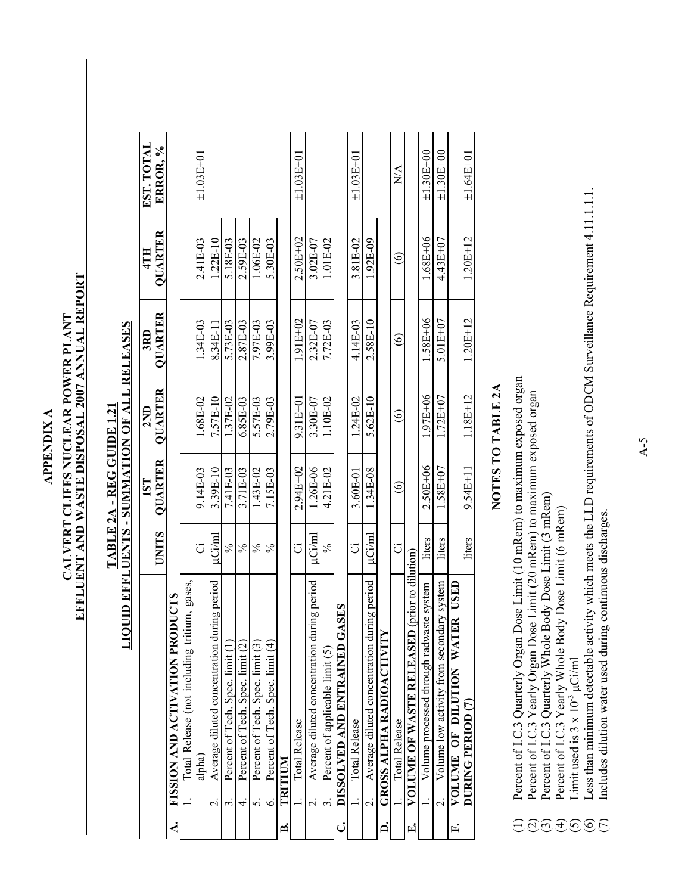# APPENDIX A

## CALVERT CLIFFS NUCLEAR POWER PLANT
## EFFLUENT AND WASTE DISPOSAL 2007 ANNUAL REPORT

### TABLE 2A - REG GUIDE 1.21
### LIQUID EFFLUENTS - SUMMATION OF ALL RELEASES

| | UNITS | 1ST QUARTER | 2ND QUARTER | 3RD QUARTER | 4TH QUARTER | EST. TOTAL ERROR, % |
|---|---|---|---|---|---|---|
| **A. FISSION AND ACTIVATION PRODUCTS** | | | | | | |
| 1. Total Release (not including tritium, gases, alpha) | Ci | 9.14E-03 | 1.68E-02 | 1.34E-03 | 2.41E-03 | ±1.03E+01 |
| 2. Average diluted concentration during period | μCi/ml | 3.39E-10 | 7.57E-10 | 8.34E-11 | 1.22E-10 | |
| 3. Percent of Tech. Spec. limit (1) | % | 7.41E-03 | 1.37E-02 | 5.73E-03 | 5.18E-03 | |
| 4. Percent of Tech. Spec. limit (2) | % | 3.71E-03 | 6.85E-03 | 2.87E-03 | 2.59E-03 | |
| 5. Percent of Tech. Spec. limit (3) | % | 1.43E-02 | 5.57E-03 | 7.97E-03 | 1.06E-02 | |
| 6. Percent of Tech. Spec. limit (4) | % | 7.15E-03 | 2.79E-03 | 3.99E-03 | 5.30E-03 | |
| **B. TRITIUM** | | | | | | |
| 1. Total Release | Ci | 2.94E+02 | 9.31E+01 | 1.91E+02 | 2.50E+02 | ±1.03E+01 |
| 2. Average diluted concentration during period | μCi/ml | 1.26E-06 | 3.30E-07 | 2.32E-07 | 3.02E-07 | |
| 3. Percent of applicable limit (5) | % | 4.21E-02 | 1.10E-02 | 7.72E-03 | 1.01E-02 | |
| **C. DISSOLVED AND ENTRAINED GASES** | | | | | | |
| 1. Total Release | Ci | 3.60E-01 | 1.24E-02 | 4.14E-03 | 3.81E-02 | ±1.03E+01 |
| 2. Average diluted concentration during period | μCi/ml | 1.34E-08 | 5.62E-10 | 2.58E-10 | 1.92E-09 | |
| **D. GROSS ALPHA RADIOACTIVITY** | | | | | | |
| 1. Total Release | Ci | (6) | (6) | (6) | (6) | N/A |
| **E. VOLUME OF WASTE RELEASED** (prior to dilution) | | | | | | |
| 1. Volume processed through radwaste system | liters | 2.50E+06 | 1.97E+06 | 1.58E+06 | 1.68E+06 | ±1.30E+00 |
| 2. Volume low activity from secondary system | liters | 1.58E+07 | 1.72E+07 | 5.01E+07 | 4.43E+07 | ±1.30E+00 |
| **F. VOLUME OF DILUTION WATER USED DURING PERIOD (7)** | liters | 9.54E+11 | 1.18E+12 | 1.20E+12 | 1.20E+12 | ±1.64E+01 |

### NOTES TO TABLE 2A

(1) Percent of I.C.3 Quarterly Organ Dose Limit (10 mRem) to maximum exposed organ
(2) Percent of I.C.3 Yearly Organ Dose Limit (20 mRem) to maximum exposed organ
(3) Percent of I.C.3 Quarterly Whole Body Dose Limit (3 mRem)
(4) Percent of I.C.3 Yearly Whole Body Dose Limit (6 mRem)
(5) Limit used is $3 \times 10^{-3}$ μCi/ml
(6) Less than minimum detectable activity which meets the LLD requirements of ODCM Surveillance Requirement 4.11.1.1.1.
(7) Includes dilution water used during continuous discharges.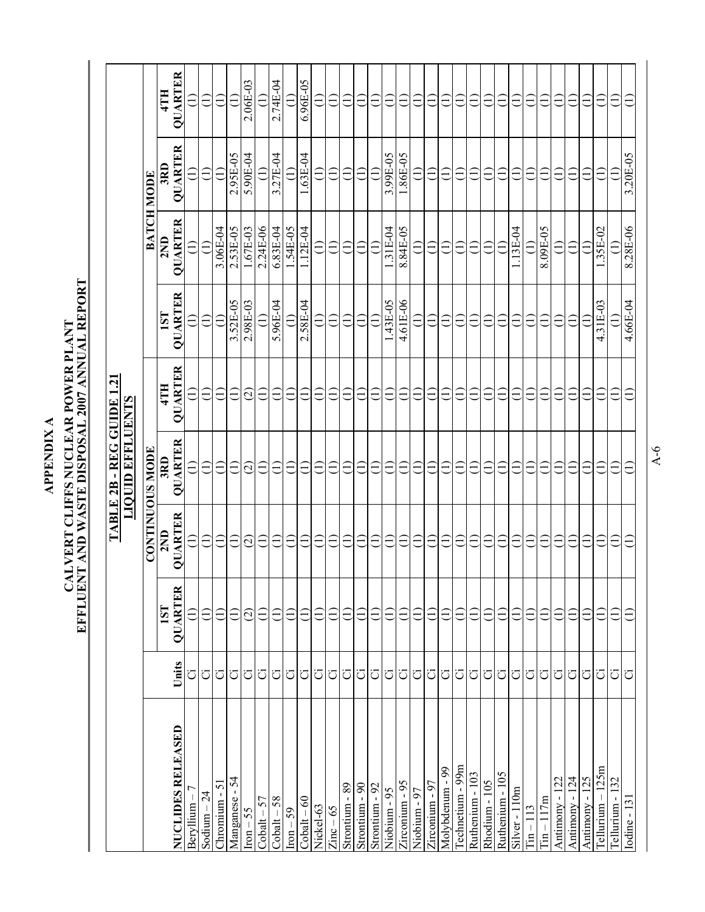# APPENDIX A

# CALVERT CLIFFS NUCLEAR POWER PLANT
# EFFLUENT AND WASTE DISPOSAL 2007 ANNUAL REPORT

## TABLE 2B - REG GUIDE 1.21
## LIQUID EFFLUENTS

| | | CONTINUOUS MODE | | | | BATCH MODE | | | |
|---|---|---|---|---|---|---|---|---|---|
| NUCLIDES RELEASED | Units | 1ST QUARTER | 2ND QUARTER | 3RD QUARTER | 4TH QUARTER | 1ST QUARTER | 2ND QUARTER | 3RD QUARTER | 4TH QUARTER |
| Beryllium – 7 | Ci | (1) | (1) | (1) | (1) | (1) | (1) | (1) | (1) |
| Sodium – 24 | Ci | (1) | (1) | (1) | (1) | (1) | (1) | (1) | (1) |
| Chromium - 51 | Ci | (1) | (1) | (1) | (1) | (1) | 3.06E-04 | (1) | (1) |
| Manganese - 54 | Ci | (1) | (1) | (1) | (1) | 3.52E-05 | 2.53E-05 | 2.95E-05 | (1) |
| Iron – 55 | Ci | (2) | (2) | (2) | (2) | 2.98E-03 | 1.67E-03 | 5.90E-04 | 2.06E-03 |
| Cobalt – 57 | Ci | (1) | (1) | (1) | (1) | (1) | 2.24E-06 | (1) | (1) |
| Cobalt – 58 | Ci | (1) | (1) | (1) | (1) | 5.96E-04 | 6.83E-04 | 3.27E-04 | 2.74E-04 |
| Iron – 59 | Ci | (1) | (1) | (1) | (1) | (1) | 1.54E-05 | (1) | (1) |
| Cobalt – 60 | Ci | (1) | (1) | (1) | (1) | 2.58E-04 | 1.12E-04 | 1.63E-04 | 6.96E-05 |
| Nickel-63 | Ci | (1) | (1) | (1) | (1) | (1) | (1) | (1) | (1) |
| Zinc – 65 | Ci | (1) | (1) | (1) | (1) | (1) | (1) | (1) | (1) |
| Strontium - 89 | Ci | (1) | (1) | (1) | (1) | (1) | (1) | (1) | (1) |
| Strontium - 90 | Ci | (1) | (1) | (1) | (1) | (1) | (1) | (1) | (1) |
| Strontium - 92 | Ci | (1) | (1) | (1) | (1) | (1) | (1) | (1) | (1) |
| Niobium - 95 | Ci | (1) | (1) | (1) | (1) | 1.43E-05 | 1.31E-04 | 3.99E-05 | (1) |
| Zirconium - 95 | Ci | (1) | (1) | (1) | (1) | 4.61E-06 | 8.84E-05 | 1.86E-05 | (1) |
| Niobium - 97 | Ci | (1) | (1) | (1) | (1) | (1) | (1) | (1) | (1) |
| Zirconium - 97 | Ci | (1) | (1) | (1) | (1) | (1) | (1) | (1) | (1) |
| Molybdenum - 99 | Ci | (1) | (1) | (1) | (1) | (1) | (1) | (1) | (1) |
| Technetium - 99m | Ci | (1) | (1) | (1) | (1) | (1) | (1) | (1) | (1) |
| Ruthenium - 103 | Ci | (1) | (1) | (1) | (1) | (1) | (1) | (1) | (1) |
| Rhodium - 105 | Ci | (1) | (1) | (1) | (1) | (1) | (1) | (1) | (1) |
| Ruthenium - 105 | Ci | (1) | (1) | (1) | (1) | (1) | (1) | (1) | (1) |
| Silver - 110m | Ci | (1) | (1) | (1) | (1) | (1) | 1.13E-04 | (1) | (1) |
| Tin – 113 | Ci | (1) | (1) | (1) | (1) | (1) | (1) | (1) | (1) |
| Tin – 117m | Ci | (1) | (1) | (1) | (1) | (1) | 8.09E-05 | (1) | (1) |
| Antimony - 122 | Ci | (1) | (1) | (1) | (1) | (1) | (1) | (1) | (1) |
| Antimony - 124 | Ci | (1) | (1) | (1) | (1) | (1) | (1) | (1) | (1) |
| Antimony - 125 | Ci | (1) | (1) | (1) | (1) | (1) | (1) | (1) | (1) |
| Tellurium – 125m | Ci | (1) | (1) | (1) | (1) | 4.31E-03 | 1.35E-02 | (1) | (1) |
| Tellurium - 132 | Ci | (1) | (1) | (1) | (1) | (1) | (1) | (1) | (1) |
| Iodine - 131 | Ci | (1) | (1) | (1) | (1) | 4.66E-04 | 8.28E-06 | 3.20E-05 | (1) |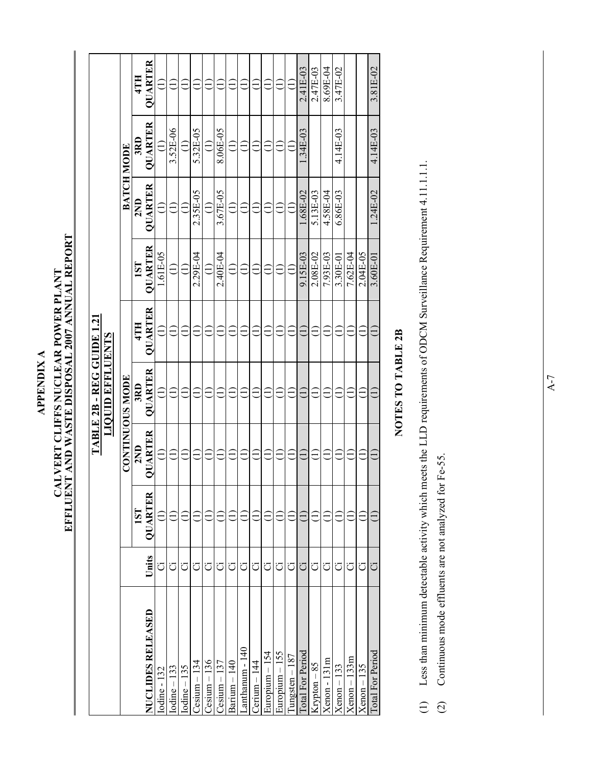# APPENDIX A

## CALVERT CLIFFS NUCLEAR POWER PLANT
## EFFLUENT AND WASTE DISPOSAL 2007 ANNUAL REPORT

### TABLE 2B - REG GUIDE 1.21
### LIQUID EFFLUENTS

| | | CONTINUOUS MODE | | | | BATCH MODE | | | |
|---|---|---|---|---|---|---|---|---|---|
| NUCLIDES RELEASED | Units | 1ST QUARTER | 2ND QUARTER | 3RD QUARTER | 4TH QUARTER | 1ST QUARTER | 2ND QUARTER | 3RD QUARTER | 4TH QUARTER |
| Iodine - 132 | Ci | (1) | (1) | (1) | (1) | 1.61E-05 | (1) | (1) | (1) |
| Iodine – 133 | Ci | (1) | (1) | (1) | (1) | (1) | (1) | 3.52E-06 | (1) |
| Iodine – 135 | Ci | (1) | (1) | (1) | (1) | (1) | (1) | (1) | (1) |
| Cesium – 134 | Ci | (1) | (1) | (1) | (1) | 2.29E-04 | 2.35E-05 | 5.32E-05 | (1) |
| Cesium – 136 | Ci | (1) | (1) | (1) | (1) | (1) | (1) | (1) | (1) |
| Cesium – 137 | Ci | (1) | (1) | (1) | (1) | 2.40E-04 | 3.67E-05 | 8.06E-05 | (1) |
| Barium – 140 | Ci | (1) | (1) | (1) | (1) | (1) | (1) | (1) | (1) |
| Lanthanum - 140 | Ci | (1) | (1) | (1) | (1) | (1) | (1) | (1) | (1) |
| Cerium – 144 | Ci | (1) | (1) | (1) | (1) | (1) | (1) | (1) | (1) |
| Europium – 154 | Ci | (1) | (1) | (1) | (1) | (1) | (1) | (1) | (1) |
| Europium – 155 | Ci | (1) | (1) | (1) | (1) | (1) | (1) | (1) | (1) |
| Tungsten – 187 | Ci | (1) | (1) | (1) | (1) | (1) | (1) | (1) | (1) |
| Total For Period | Ci | (1) | (1) | (1) | (1) | 9.15E-03 | 1.68E-02 | 1.34E-03 | 2.41E-03 |
| Krypton – 85 | Ci | (1) | (1) | (1) | (1) | 2.08E-02 | 5.13E-03 | | 2.47E-03 |
| Xenon - 131m | Ci | (1) | (1) | (1) | (1) | 7.93E-03 | 4.58E-04 | | 8.69E-04 |
| Xenon – 133 | Ci | (1) | (1) | (1) | (1) | 3.30E-01 | 6.86E-03 | 4.14E-03 | 3.47E-02 |
| Xenon – 133m | Ci | (1) | (1) | (1) | (1) | 7.62E-04 | | | |
| Xenon – 135 | Ci | (1) | (1) | (1) | (1) | 2.04E-05 | | | |
| Total For Period | Ci | (1) | (1) | (1) | (1) | 3.60E-01 | 1.24E-02 | 4.14E-03 | 3.81E-02 |

### NOTES TO TABLE 2B

(1) Less than minimum detectable activity which meets the LLD requirements of ODCM Surveillance Requirement 4.11.1.1.1.

(2) Continuous mode effluents are not analyzed for Fe-55.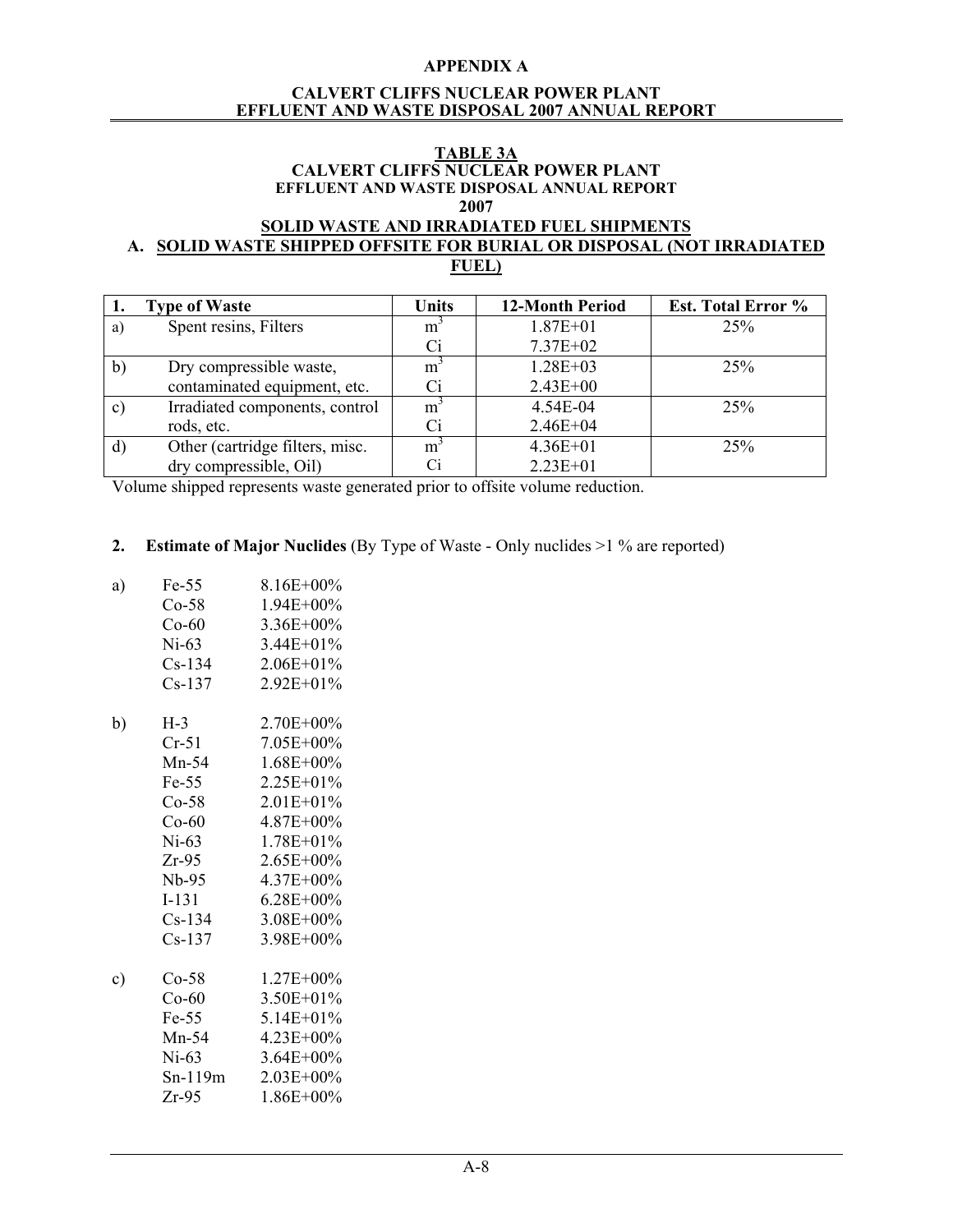**APPENDIX A**

**CALVERT CLIFFS NUCLEAR POWER PLANT EFFLUENT AND WASTE DISPOSAL 2007 ANNUAL REPORT**

**TABLE 3A**
**CALVERT CLIFFS NUCLEAR POWER PLANT**
**EFFLUENT AND WASTE DISPOSAL ANNUAL REPORT**
**2007**

**SOLID WASTE AND IRRADIATED FUEL SHIPMENTS**

**A. SOLID WASTE SHIPPED OFFSITE FOR BURIAL OR DISPOSAL (NOT IRRADIATED FUEL)**

| 1. | Type of Waste | Units | 12-Month Period | Est. Total Error % |
|---|---|---|---|---|
| a) | Spent resins, Filters | $m^3$ | 1.87E+01 | 25% |
| | | Ci | 7.37E+02 | |
| b) | Dry compressible waste, contaminated equipment, etc. | $m^3$ | 1.28E+03 | 25% |
| | | Ci | 2.43E+00 | |
| c) | Irradiated components, control rods, etc. | $m^3$ | 4.54E-04 | 25% |
| | | Ci | 2.46E+04 | |
| d) | Other (cartridge filters, misc. dry compressible, Oil) | $m^3$ | 4.36E+01 | 25% |
| | | Ci | 2.23E+01 | |

Volume shipped represents waste generated prior to offsite volume reduction.

**2. Estimate of Major Nuclides** (By Type of Waste - Only nuclides >1 % are reported)

a)

| Nuclide | % |
|---|---|
| Fe-55 | 8.16E+00% |
| Co-58 | 1.94E+00% |
| Co-60 | 3.36E+00% |
| Ni-63 | 3.44E+01% |
| Cs-134 | 2.06E+01% |
| Cs-137 | 2.92E+01% |

b)

| Nuclide | % |
|---|---|
| H-3 | 2.70E+00% |
| Cr-51 | 7.05E+00% |
| Mn-54 | 1.68E+00% |
| Fe-55 | 2.25E+01% |
| Co-58 | 2.01E+01% |
| Co-60 | 4.87E+00% |
| Ni-63 | 1.78E+01% |
| Zr-95 | 2.65E+00% |
| Nb-95 | 4.37E+00% |
| I-131 | 6.28E+00% |
| Cs-134 | 3.08E+00% |
| Cs-137 | 3.98E+00% |

c)

| Nuclide | % |
|---|---|
| Co-58 | 1.27E+00% |
| Co-60 | 3.50E+01% |
| Fe-55 | 5.14E+01% |
| Mn-54 | 4.23E+00% |
| Ni-63 | 3.64E+00% |
| Sn-119m | 2.03E+00% |
| Zr-95 | 1.86E+00% |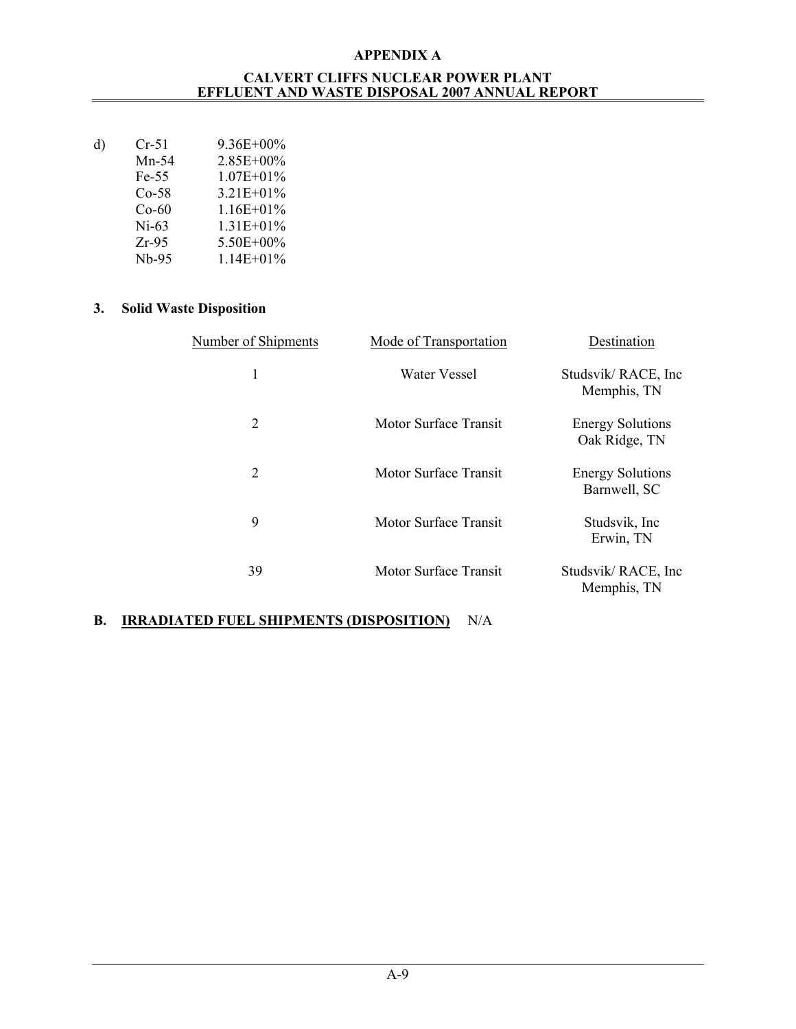d) 

| | |
|---|---|
| Cr-51 | 9.36E+00% |
| Mn-54 | 2.85E+00% |
| Fe-55 | 1.07E+01% |
| Co-58 | 3.21E+01% |
| Co-60 | 1.16E+01% |
| Ni-63 | 1.31E+01% |
| Zr-95 | 5.50E+00% |
| Nb-95 | 1.14E+01% |

### 3. Solid Waste Disposition

| Number of Shipments | Mode of Transportation | Destination |
|---|---|---|
| 1 | Water Vessel | Studsvik/ RACE, Inc Memphis, TN |
| 2 | Motor Surface Transit | Energy Solutions Oak Ridge, TN |
| 2 | Motor Surface Transit | Energy Solutions Barnwell, SC |
| 9 | Motor Surface Transit | Studsvik, Inc Erwin, TN |
| 39 | Motor Surface Transit | Studsvik/ RACE, Inc Memphis, TN |

## B. IRRADIATED FUEL SHIPMENTS (DISPOSITION) N/A